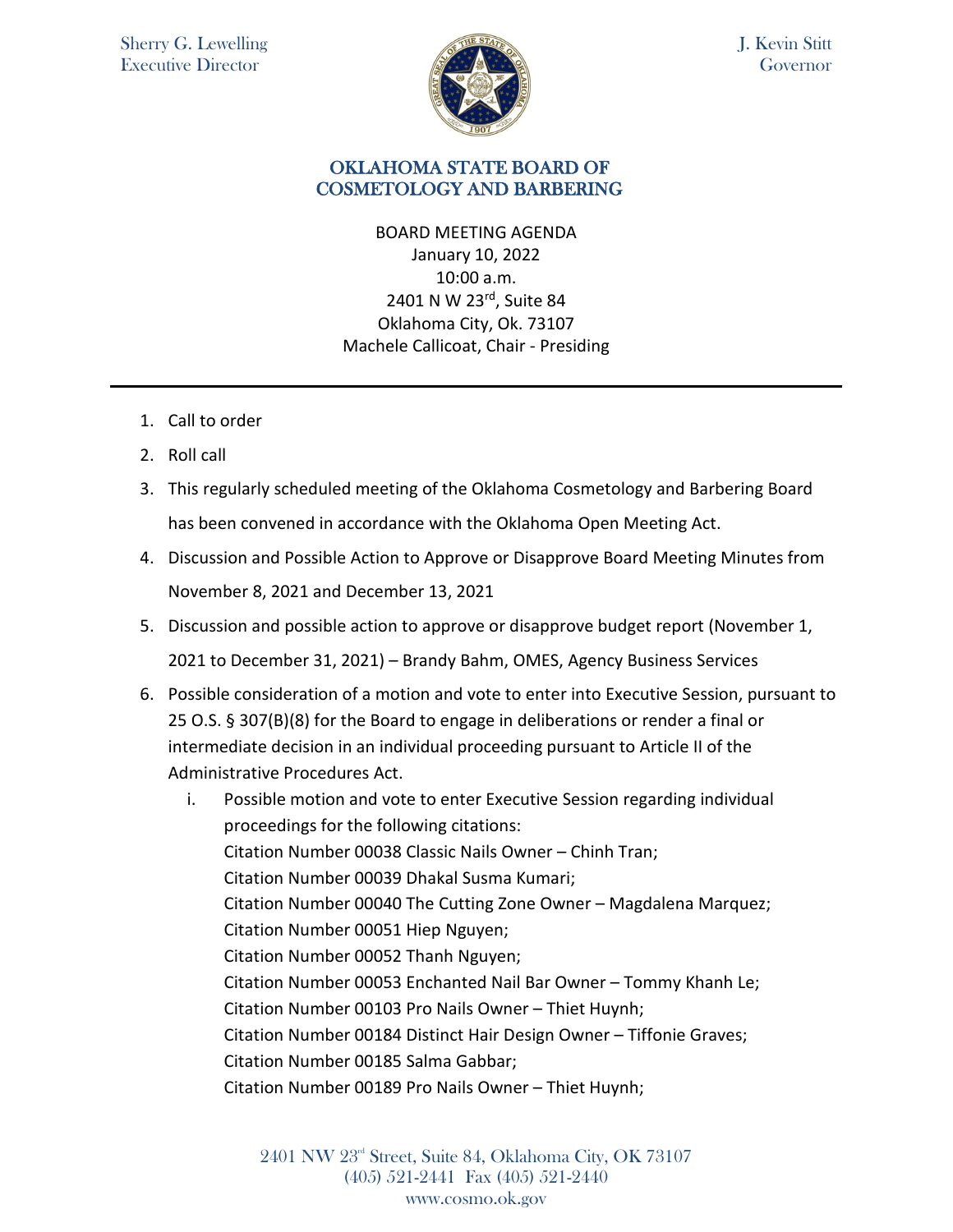Sherry G. Lewelling
Executive Director

J. Kevin Stitt
Governor

# OKLAHOMA STATE BOARD OF COSMETOLOGY AND BARBERING

BOARD MEETING AGENDA
January 10, 2022
10:00 a.m.
2401 N W 23rd, Suite 84
Oklahoma City, Ok. 73107
Machele Callicoat, Chair - Presiding

---

1. Call to order
2. Roll call
3. This regularly scheduled meeting of the Oklahoma Cosmetology and Barbering Board has been convened in accordance with the Oklahoma Open Meeting Act.
4. Discussion and Possible Action to Approve or Disapprove Board Meeting Minutes from November 8, 2021 and December 13, 2021
5. Discussion and possible action to approve or disapprove budget report (November 1, 2021 to December 31, 2021) – Brandy Bahm, OMES, Agency Business Services
6. Possible consideration of a motion and vote to enter into Executive Session, pursuant to 25 O.S. § 307(B)(8) for the Board to engage in deliberations or render a final or intermediate decision in an individual proceeding pursuant to Article II of the Administrative Procedures Act.
   i. Possible motion and vote to enter Executive Session regarding individual proceedings for the following citations:
      Citation Number 00038 Classic Nails Owner – Chinh Tran;
      Citation Number 00039 Dhakal Susma Kumari;
      Citation Number 00040 The Cutting Zone Owner – Magdalena Marquez;
      Citation Number 00051 Hiep Nguyen;
      Citation Number 00052 Thanh Nguyen;
      Citation Number 00053 Enchanted Nail Bar Owner – Tommy Khanh Le;
      Citation Number 00103 Pro Nails Owner – Thiet Huynh;
      Citation Number 00184 Distinct Hair Design Owner – Tiffonie Graves;
      Citation Number 00185 Salma Gabbar;
      Citation Number 00189 Pro Nails Owner – Thiet Huynh;

2401 NW 23rd Street, Suite 84, Oklahoma City, OK 73107
(405) 521-2441 Fax (405) 521-2440
www.cosmo.ok.gov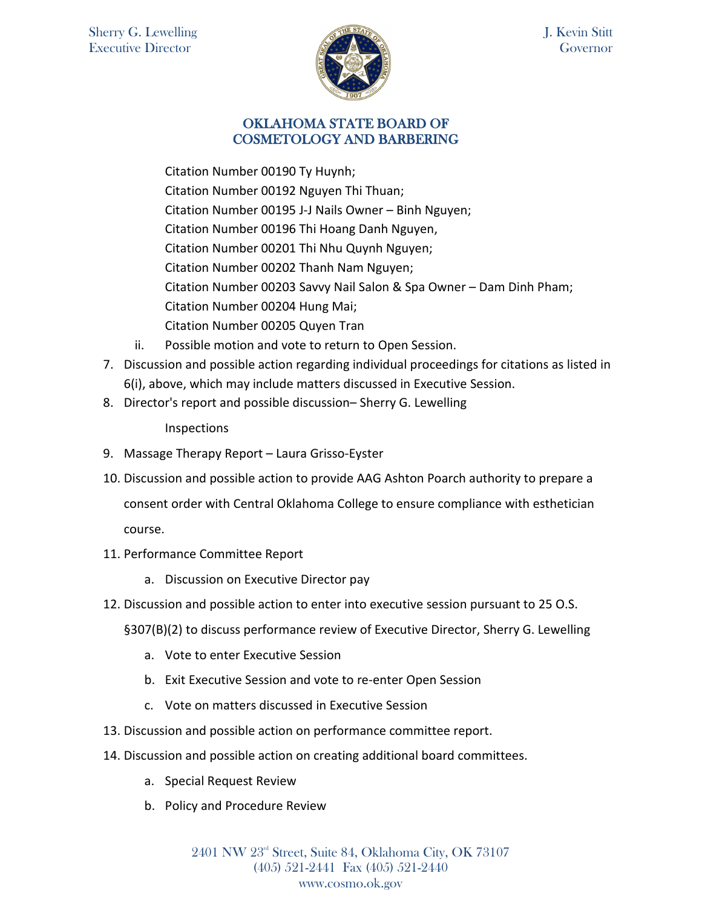Citation Number 00190 Ty Huynh;
Citation Number 00192 Nguyen Thi Thuan;
Citation Number 00195 J-J Nails Owner – Binh Nguyen;
Citation Number 00196 Thi Hoang Danh Nguyen,
Citation Number 00201 Thi Nhu Quynh Nguyen;
Citation Number 00202 Thanh Nam Nguyen;
Citation Number 00203 Savvy Nail Salon & Spa Owner – Dam Dinh Pham;
Citation Number 00204 Hung Mai;
Citation Number 00205 Quyen Tran

ii. Possible motion and vote to return to Open Session.

7. Discussion and possible action regarding individual proceedings for citations as listed in 6(i), above, which may include matters discussed in Executive Session.
8. Director's report and possible discussion– Sherry G. Lewelling

   Inspections

9. Massage Therapy Report – Laura Grisso-Eyster
10. Discussion and possible action to provide AAG Ashton Poarch authority to prepare a consent order with Central Oklahoma College to ensure compliance with esthetician course.
11. Performance Committee Report
    a. Discussion on Executive Director pay
12. Discussion and possible action to enter into executive session pursuant to 25 O.S. §307(B)(2) to discuss performance review of Executive Director, Sherry G. Lewelling
    a. Vote to enter Executive Session
    b. Exit Executive Session and vote to re-enter Open Session
    c. Vote on matters discussed in Executive Session
13. Discussion and possible action on performance committee report.
14. Discussion and possible action on creating additional board committees.
    a. Special Request Review
    b. Policy and Procedure Review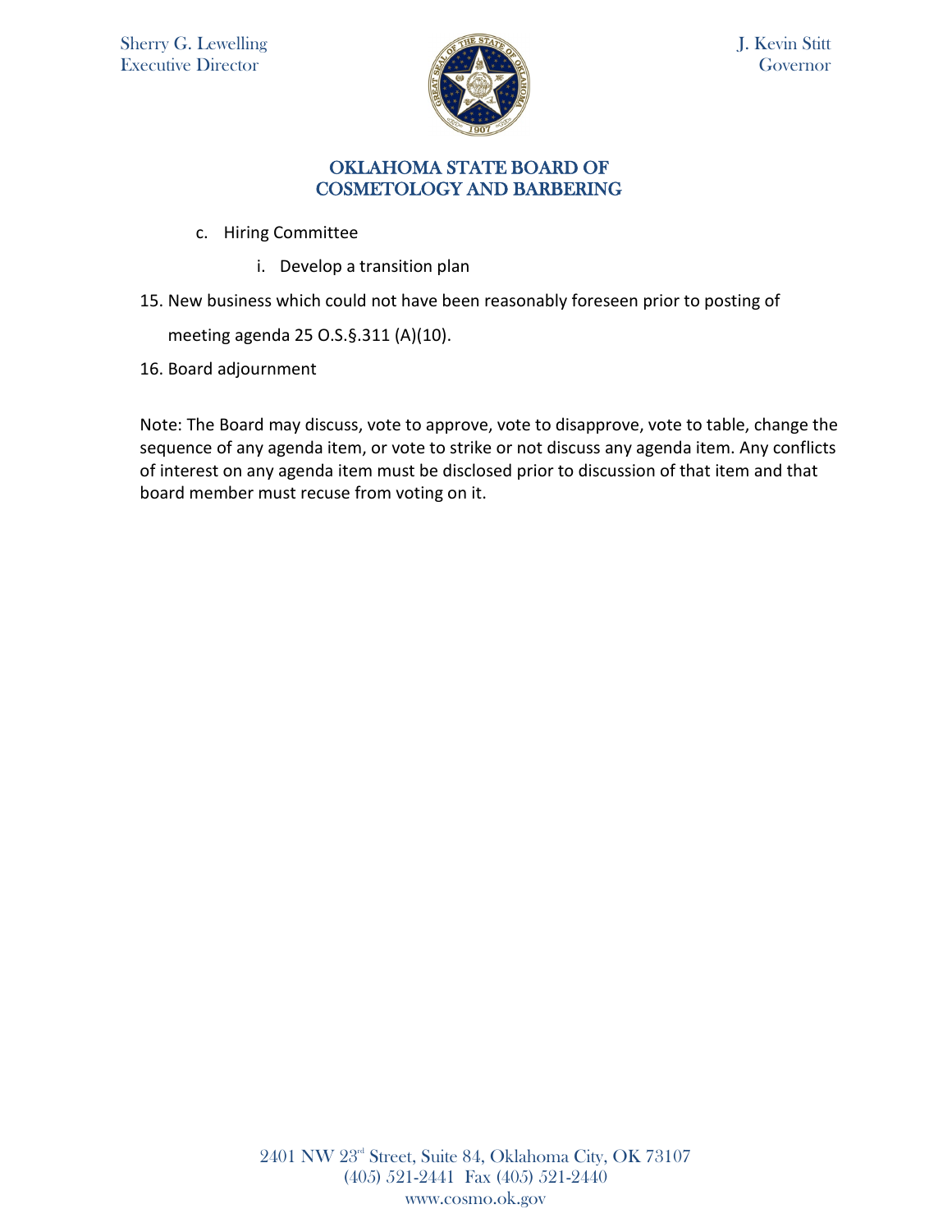c. Hiring Committee

  i. Develop a transition plan

15. New business which could not have been reasonably foreseen prior to posting of meeting agenda 25 O.S.§.311 (A)(10).
16. Board adjournment

Note: The Board may discuss, vote to approve, vote to disapprove, vote to table, change the sequence of any agenda item, or vote to strike or not discuss any agenda item. Any conflicts of interest on any agenda item must be disclosed prior to discussion of that item and that board member must recuse from voting on it.